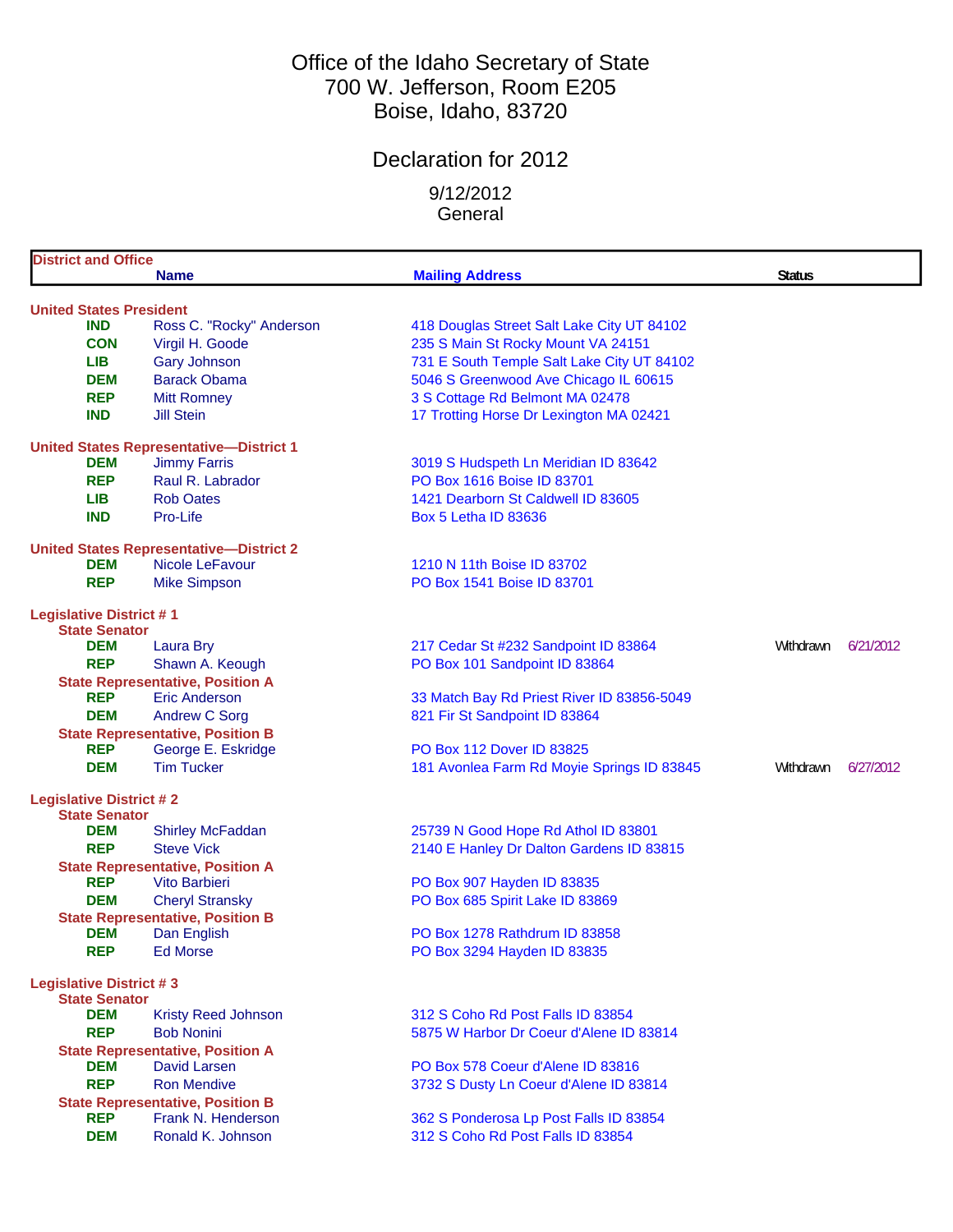# Office of the Idaho Secretary of State
# 700 W. Jefferson, Room E205
# Boise, Idaho, 83720

## Declaration for 2012

9/12/2012
General

| District and Office | Name | Mailing Address | Status | |
|---|---|---|---|---|
| **United States President** | | | | |
| IND | Ross C. "Rocky" Anderson | 418 Douglas Street Salt Lake City UT 84102 | | |
| CON | Virgil H. Goode | 235 S Main St Rocky Mount VA 24151 | | |
| LIB | Gary Johnson | 731 E South Temple Salt Lake City UT 84102 | | |
| DEM | Barack Obama | 5046 S Greenwood Ave Chicago IL 60615 | | |
| REP | Mitt Romney | 3 S Cottage Rd Belmont MA 02478 | | |
| IND | Jill Stein | 17 Trotting Horse Dr Lexington MA 02421 | | |
| **United States Representative—District 1** | | | | |
| DEM | Jimmy Farris | 3019 S Hudspeth Ln Meridian ID 83642 | | |
| REP | Raul R. Labrador | PO Box 1616 Boise ID 83701 | | |
| LIB | Rob Oates | 1421 Dearborn St Caldwell ID 83605 | | |
| IND | Pro-Life | Box 5 Letha ID 83636 | | |
| **United States Representative—District 2** | | | | |
| DEM | Nicole LeFavour | 1210 N 11th Boise ID 83702 | | |
| REP | Mike Simpson | PO Box 1541 Boise ID 83701 | | |
| **Legislative District # 1** | | | | |
| **State Senator** | | | | |
| DEM | Laura Bry | 217 Cedar St #232 Sandpoint ID 83864 | Withdrawn | 6/21/2012 |
| REP | Shawn A. Keough | PO Box 101 Sandpoint ID 83864 | | |
| **State Representative, Position A** | | | | |
| REP | Eric Anderson | 33 Match Bay Rd Priest River ID 83856-5049 | | |
| DEM | Andrew C Sorg | 821 Fir St Sandpoint ID 83864 | | |
| **State Representative, Position B** | | | | |
| REP | George E. Eskridge | PO Box 112 Dover ID 83825 | | |
| DEM | Tim Tucker | 181 Avonlea Farm Rd Moyie Springs ID 83845 | Withdrawn | 6/27/2012 |
| **Legislative District # 2** | | | | |
| **State Senator** | | | | |
| DEM | Shirley McFaddan | 25739 N Good Hope Rd Athol ID 83801 | | |
| REP | Steve Vick | 2140 E Hanley Dr Dalton Gardens ID 83815 | | |
| **State Representative, Position A** | | | | |
| REP | Vito Barbieri | PO Box 907 Hayden ID 83835 | | |
| DEM | Cheryl Stransky | PO Box 685 Spirit Lake ID 83869 | | |
| **State Representative, Position B** | | | | |
| DEM | Dan English | PO Box 1278 Rathdrum ID 83858 | | |
| REP | Ed Morse | PO Box 3294 Hayden ID 83835 | | |
| **Legislative District # 3** | | | | |
| **State Senator** | | | | |
| DEM | Kristy Reed Johnson | 312 S Coho Rd Post Falls ID 83854 | | |
| REP | Bob Nonini | 5875 W Harbor Dr Coeur d'Alene ID 83814 | | |
| **State Representative, Position A** | | | | |
| DEM | David Larsen | PO Box 578 Coeur d'Alene ID 83816 | | |
| REP | Ron Mendive | 3732 S Dusty Ln Coeur d'Alene ID 83814 | | |
| **State Representative, Position B** | | | | |
| REP | Frank N. Henderson | 362 S Ponderosa Lp Post Falls ID 83854 | | |
| DEM | Ronald K. Johnson | 312 S Coho Rd Post Falls ID 83854 | | |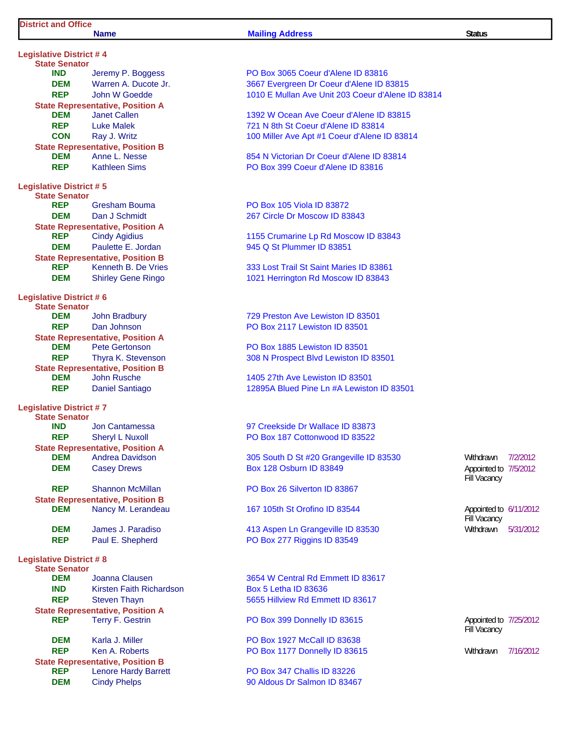| District and Office | Name | Mailing Address | Status | |
|---|---|---|---|---|
| **Legislative District # 4** | | | | |
| **State Senator** | | | | |
| IND | Jeremy P. Boggess | PO Box 3065 Coeur d'Alene ID 83816 | | |
| DEM | Warren A. Ducote Jr. | 3667 Evergreen Dr Coeur d'Alene ID 83815 | | |
| REP | John W Goedde | 1010 E Mullan Ave Unit 203 Coeur d'Alene ID 83814 | | |
| **State Representative, Position A** | | | | |
| DEM | Janet Callen | 1392 W Ocean Ave Coeur d'Alene ID 83815 | | |
| REP | Luke Malek | 721 N 8th St Coeur d'Alene ID 83814 | | |
| CON | Ray J. Writz | 100 Miller Ave Apt #1 Coeur d'Alene ID 83814 | | |
| **State Representative, Position B** | | | | |
| DEM | Anne L. Nesse | 854 N Victorian Dr Coeur d'Alene ID 83814 | | |
| REP | Kathleen Sims | PO Box 399 Coeur d'Alene ID 83816 | | |
| **Legislative District # 5** | | | | |
| **State Senator** | | | | |
| REP | Gresham Bouma | PO Box 105 Viola ID 83872 | | |
| DEM | Dan J Schmidt | 267 Circle Dr Moscow ID 83843 | | |
| **State Representative, Position A** | | | | |
| REP | Cindy Agidius | 1155 Crumarine Lp Rd Moscow ID 83843 | | |
| DEM | Paulette E. Jordan | 945 Q St Plummer ID 83851 | | |
| **State Representative, Position B** | | | | |
| REP | Kenneth B. De Vries | 333 Lost Trail St Saint Maries ID 83861 | | |
| DEM | Shirley Gene Ringo | 1021 Herrington Rd Moscow ID 83843 | | |
| **Legislative District # 6** | | | | |
| **State Senator** | | | | |
| DEM | John Bradbury | 729 Preston Ave Lewiston ID 83501 | | |
| REP | Dan Johnson | PO Box 2117 Lewiston ID 83501 | | |
| **State Representative, Position A** | | | | |
| DEM | Pete Gertonson | PO Box 1885 Lewiston ID 83501 | | |
| REP | Thyra K. Stevenson | 308 N Prospect Blvd Lewiston ID 83501 | | |
| **State Representative, Position B** | | | | |
| DEM | John Rusche | 1405 27th Ave Lewiston ID 83501 | | |
| REP | Daniel Santiago | 12895A Blued Pine Ln #A Lewiston ID 83501 | | |
| **Legislative District # 7** | | | | |
| **State Senator** | | | | |
| IND | Jon Cantamessa | 97 Creekside Dr Wallace ID 83873 | | |
| REP | Sheryl L Nuxoll | PO Box 187 Cottonwood ID 83522 | | |
| **State Representative, Position A** | | | | |
| DEM | Andrea Davidson | 305 South D St #20 Grangeville ID 83530 | Withdrawn | 7/2/2012 |
| DEM | Casey Drews | Box 128 Osburn ID 83849 | Appointed to Fill Vacancy | 7/5/2012 |
| REP | Shannon McMillan | PO Box 26 Silverton ID 83867 | | |
| **State Representative, Position B** | | | | |
| DEM | Nancy M. Lerandeau | 167 105th St Orofino ID 83544 | Appointed to Fill Vacancy | 6/11/2012 |
| DEM | James J. Paradiso | 413 Aspen Ln Grangeville ID 83530 | Withdrawn | 5/31/2012 |
| REP | Paul E. Shepherd | PO Box 277 Riggins ID 83549 | | |
| **Legislative District # 8** | | | | |
| **State Senator** | | | | |
| DEM | Joanna Clausen | 3654 W Central Rd Emmett ID 83617 | | |
| IND | Kirsten Faith Richardson | Box 5 Letha ID 83636 | | |
| REP | Steven Thayn | 5655 Hillview Rd Emmett ID 83617 | | |
| **State Representative, Position A** | | | | |
| REP | Terry F. Gestrin | PO Box 399 Donnelly ID 83615 | Appointed to Fill Vacancy | 7/25/2012 |
| DEM | Karla J. Miller | PO Box 1927 McCall ID 83638 | | |
| REP | Ken A. Roberts | PO Box 1177 Donnelly ID 83615 | Withdrawn | 7/16/2012 |
| **State Representative, Position B** | | | | |
| REP | Lenore Hardy Barrett | PO Box 347 Challis ID 83226 | | |
| DEM | Cindy Phelps | 90 Aldous Dr Salmon ID 83467 | | |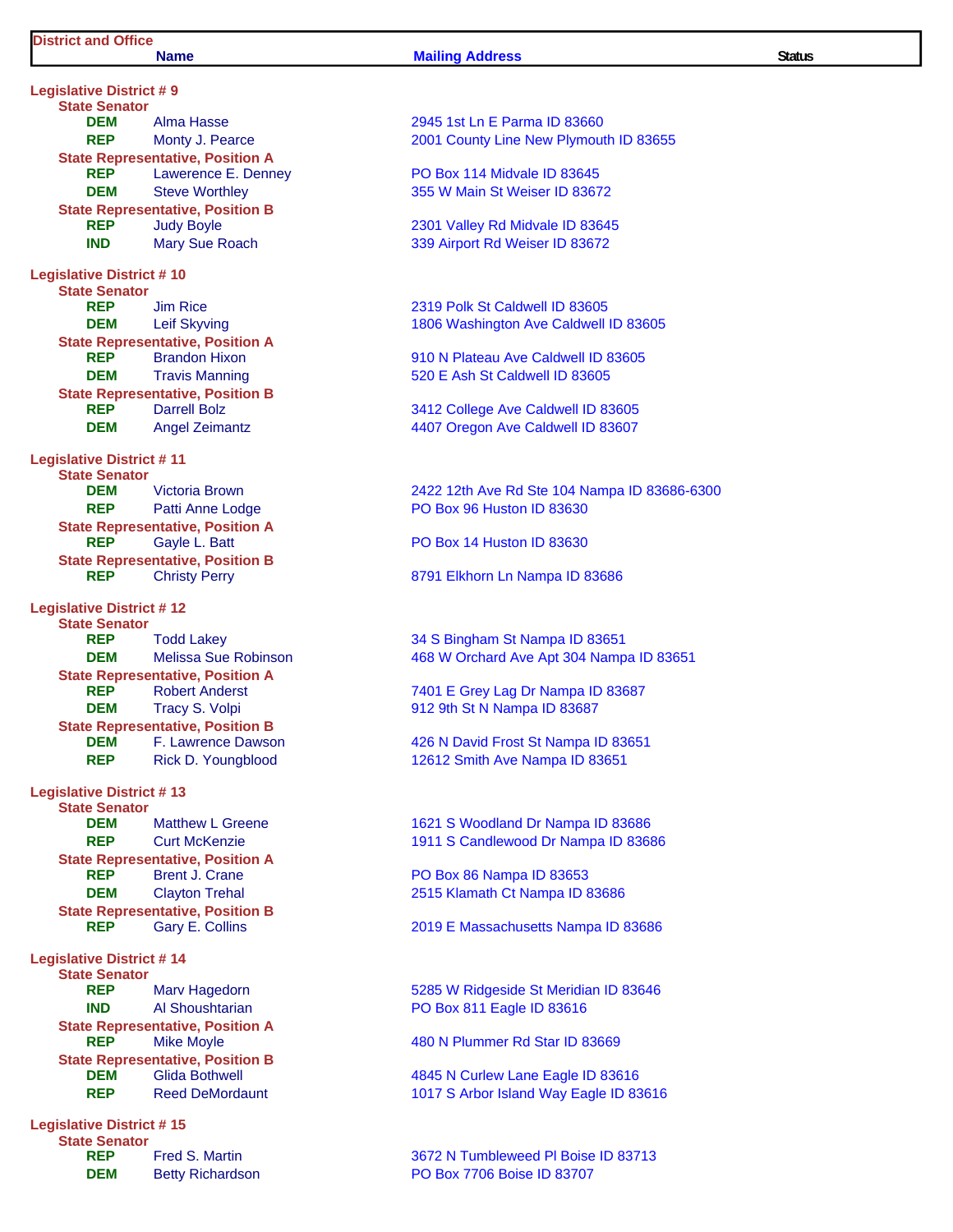| District and Office | Name | Mailing Address | Status |
|---|---|---|---|
| **Legislative District # 9** | | | |
| **State Senator** | | | |
| DEM | Alma Hasse | 2945 1st Ln E Parma ID 83660 | |
| REP | Monty J. Pearce | 2001 County Line New Plymouth ID 83655 | |
| **State Representative, Position A** | | | |
| REP | Lawerence E. Denney | PO Box 114 Midvale ID 83645 | |
| DEM | Steve Worthley | 355 W Main St Weiser ID 83672 | |
| **State Representative, Position B** | | | |
| REP | Judy Boyle | 2301 Valley Rd Midvale ID 83645 | |
| IND | Mary Sue Roach | 339 Airport Rd Weiser ID 83672 | |
| **Legislative District # 10** | | | |
| **State Senator** | | | |
| REP | Jim Rice | 2319 Polk St Caldwell ID 83605 | |
| DEM | Leif Skyving | 1806 Washington Ave Caldwell ID 83605 | |
| **State Representative, Position A** | | | |
| REP | Brandon Hixon | 910 N Plateau Ave Caldwell ID 83605 | |
| DEM | Travis Manning | 520 E Ash St Caldwell ID 83605 | |
| **State Representative, Position B** | | | |
| REP | Darrell Bolz | 3412 College Ave Caldwell ID 83605 | |
| DEM | Angel Zeimantz | 4407 Oregon Ave Caldwell ID 83607 | |
| **Legislative District # 11** | | | |
| **State Senator** | | | |
| DEM | Victoria Brown | 2422 12th Ave Rd Ste 104 Nampa ID 83686-6300 | |
| REP | Patti Anne Lodge | PO Box 96 Huston ID 83630 | |
| **State Representative, Position A** | | | |
| REP | Gayle L. Batt | PO Box 14 Huston ID 83630 | |
| **State Representative, Position B** | | | |
| REP | Christy Perry | 8791 Elkhorn Ln Nampa ID 83686 | |
| **Legislative District # 12** | | | |
| **State Senator** | | | |
| REP | Todd Lakey | 34 S Bingham St Nampa ID 83651 | |
| DEM | Melissa Sue Robinson | 468 W Orchard Ave Apt 304 Nampa ID 83651 | |
| **State Representative, Position A** | | | |
| REP | Robert Anderst | 7401 E Grey Lag Dr Nampa ID 83687 | |
| DEM | Tracy S. Volpi | 912 9th St N Nampa ID 83687 | |
| **State Representative, Position B** | | | |
| DEM | F. Lawrence Dawson | 426 N David Frost St Nampa ID 83651 | |
| REP | Rick D. Youngblood | 12612 Smith Ave Nampa ID 83651 | |
| **Legislative District # 13** | | | |
| **State Senator** | | | |
| DEM | Matthew L Greene | 1621 S Woodland Dr Nampa ID 83686 | |
| REP | Curt McKenzie | 1911 S Candlewood Dr Nampa ID 83686 | |
| **State Representative, Position A** | | | |
| REP | Brent J. Crane | PO Box 86 Nampa ID 83653 | |
| DEM | Clayton Trehal | 2515 Klamath Ct Nampa ID 83686 | |
| **State Representative, Position B** | | | |
| REP | Gary E. Collins | 2019 E Massachusetts Nampa ID 83686 | |
| **Legislative District # 14** | | | |
| **State Senator** | | | |
| REP | Marv Hagedorn | 5285 W Ridgeside St Meridian ID 83646 | |
| IND | Al Shoushtarian | PO Box 811 Eagle ID 83616 | |
| **State Representative, Position A** | | | |
| REP | Mike Moyle | 480 N Plummer Rd Star ID 83669 | |
| **State Representative, Position B** | | | |
| DEM | Glida Bothwell | 4845 N Curlew Lane Eagle ID 83616 | |
| REP | Reed DeMordaunt | 1017 S Arbor Island Way Eagle ID 83616 | |
| **Legislative District # 15** | | | |
| **State Senator** | | | |
| REP | Fred S. Martin | 3672 N Tumbleweed Pl Boise ID 83713 | |
| DEM | Betty Richardson | PO Box 7706 Boise ID 83707 | |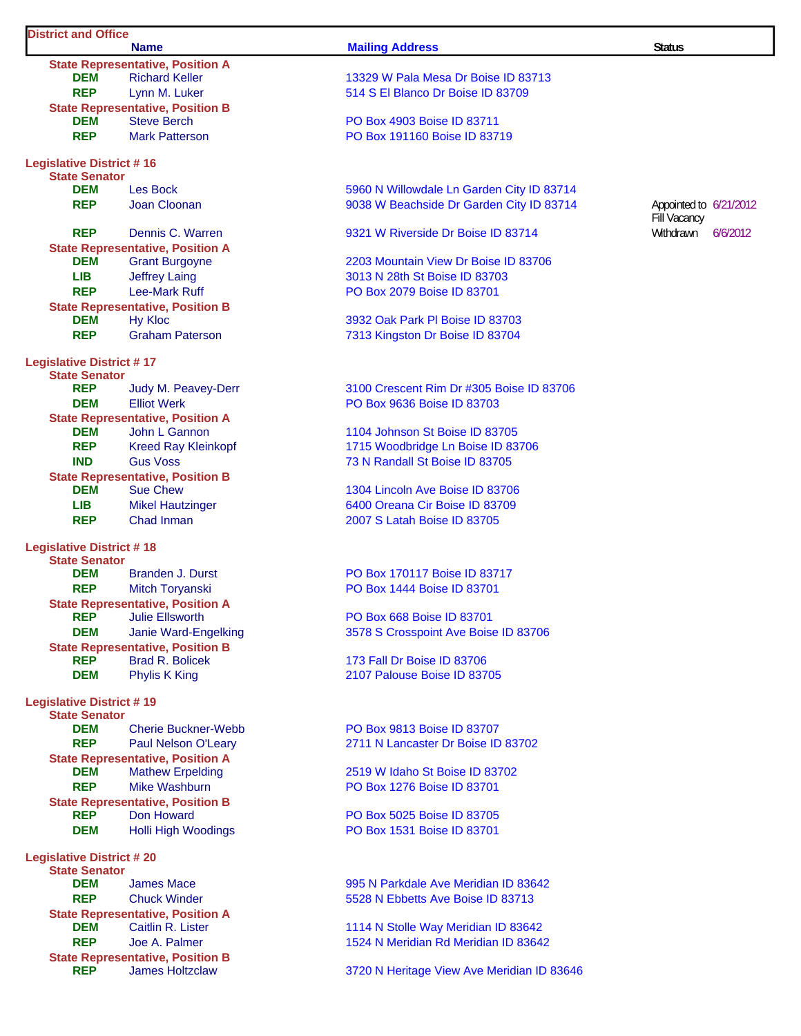| District and Office | | | | |
|---|---|---|---|---|
| | **Name** | **Mailing Address** | **Status** | |
| **State Representative, Position A** | | | | |
| **DEM** | Richard Keller | 13329 W Pala Mesa Dr Boise ID 83713 | | |
| **REP** | Lynn M. Luker | 514 S El Blanco Dr Boise ID 83709 | | |
| **State Representative, Position B** | | | | |
| **DEM** | Steve Berch | PO Box 4903 Boise ID 83711 | | |
| **REP** | Mark Patterson | PO Box 191160 Boise ID 83719 | | |
| **Legislative District # 16** | | | | |
| **State Senator** | | | | |
| **DEM** | Les Bock | 5960 N Willowdale Ln Garden City ID 83714 | | |
| **REP** | Joan Cloonan | 9038 W Beachside Dr Garden City ID 83714 | Appointed to Fill Vacancy | 6/21/2012 |
| **REP** | Dennis C. Warren | 9321 W Riverside Dr Boise ID 83714 | Withdrawn | 6/6/2012 |
| **State Representative, Position A** | | | | |
| **DEM** | Grant Burgoyne | 2203 Mountain View Dr Boise ID 83706 | | |
| **LIB** | Jeffrey Laing | 3013 N 28th St Boise ID 83703 | | |
| **REP** | Lee-Mark Ruff | PO Box 2079 Boise ID 83701 | | |
| **State Representative, Position B** | | | | |
| **DEM** | Hy Kloc | 3932 Oak Park Pl Boise ID 83703 | | |
| **REP** | Graham Paterson | 7313 Kingston Dr Boise ID 83704 | | |
| **Legislative District # 17** | | | | |
| **State Senator** | | | | |
| **REP** | Judy M. Peavey-Derr | 3100 Crescent Rim Dr #305 Boise ID 83706 | | |
| **DEM** | Elliot Werk | PO Box 9636 Boise ID 83703 | | |
| **State Representative, Position A** | | | | |
| **DEM** | John L Gannon | 1104 Johnson St Boise ID 83705 | | |
| **REP** | Kreed Ray Kleinkopf | 1715 Woodbridge Ln Boise ID 83706 | | |
| **IND** | Gus Voss | 73 N Randall St Boise ID 83705 | | |
| **State Representative, Position B** | | | | |
| **DEM** | Sue Chew | 1304 Lincoln Ave Boise ID 83706 | | |
| **LIB** | Mikel Hautzinger | 6400 Oreana Cir Boise ID 83709 | | |
| **REP** | Chad Inman | 2007 S Latah Boise ID 83705 | | |
| **Legislative District # 18** | | | | |
| **State Senator** | | | | |
| **DEM** | Branden J. Durst | PO Box 170117 Boise ID 83717 | | |
| **REP** | Mitch Toryanski | PO Box 1444 Boise ID 83701 | | |
| **State Representative, Position A** | | | | |
| **REP** | Julie Ellsworth | PO Box 668 Boise ID 83701 | | |
| **DEM** | Janie Ward-Engelking | 3578 S Crosspoint Ave Boise ID 83706 | | |
| **State Representative, Position B** | | | | |
| **REP** | Brad R. Bolicek | 173 Fall Dr Boise ID 83706 | | |
| **DEM** | Phylis K King | 2107 Palouse Boise ID 83705 | | |
| **Legislative District # 19** | | | | |
| **State Senator** | | | | |
| **DEM** | Cherie Buckner-Webb | PO Box 9813 Boise ID 83707 | | |
| **REP** | Paul Nelson O'Leary | 2711 N Lancaster Dr Boise ID 83702 | | |
| **State Representative, Position A** | | | | |
| **DEM** | Mathew Erpelding | 2519 W Idaho St Boise ID 83702 | | |
| **REP** | Mike Washburn | PO Box 1276 Boise ID 83701 | | |
| **State Representative, Position B** | | | | |
| **REP** | Don Howard | PO Box 5025 Boise ID 83705 | | |
| **DEM** | Holli High Woodings | PO Box 1531 Boise ID 83701 | | |
| **Legislative District # 20** | | | | |
| **State Senator** | | | | |
| **DEM** | James Mace | 995 N Parkdale Ave Meridian ID 83642 | | |
| **REP** | Chuck Winder | 5528 N Ebbetts Ave Boise ID 83713 | | |
| **State Representative, Position A** | | | | |
| **DEM** | Caitlin R. Lister | 1114 N Stolle Way Meridian ID 83642 | | |
| **REP** | Joe A. Palmer | 1524 N Meridian Rd Meridian ID 83642 | | |
| **State Representative, Position B** | | | | |
| **REP** | James Holtzclaw | 3720 N Heritage View Ave Meridian ID 83646 | | |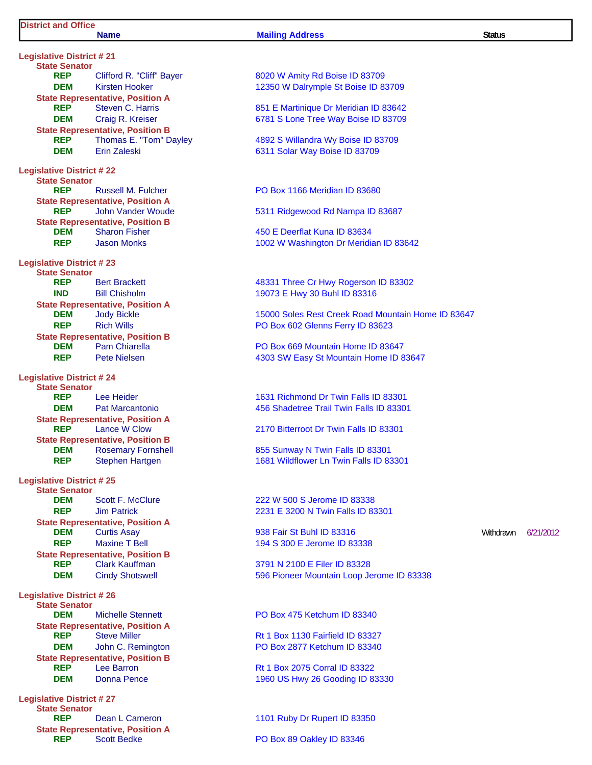| District and Office | Name | Mailing Address | Status | |
|---|---|---|---|---|
| **Legislative District # 21** | | | | |
| **State Senator** | | | | |
| REP | Clifford R. "Cliff" Bayer | 8020 W Amity Rd Boise ID 83709 | | |
| DEM | Kirsten Hooker | 12350 W Dalrymple St Boise ID 83709 | | |
| **State Representative, Position A** | | | | |
| REP | Steven C. Harris | 851 E Martinique Dr Meridian ID 83642 | | |
| DEM | Craig R. Kreiser | 6781 S Lone Tree Way Boise ID 83709 | | |
| **State Representative, Position B** | | | | |
| REP | Thomas E. "Tom" Dayley | 4892 S Willandra Wy Boise ID 83709 | | |
| DEM | Erin Zaleski | 6311 Solar Way Boise ID 83709 | | |
| **Legislative District # 22** | | | | |
| **State Senator** | | | | |
| REP | Russell M. Fulcher | PO Box 1166 Meridian ID 83680 | | |
| **State Representative, Position A** | | | | |
| REP | John Vander Woude | 5311 Ridgewood Rd Nampa ID 83687 | | |
| **State Representative, Position B** | | | | |
| DEM | Sharon Fisher | 450 E Deerflat Kuna ID 83634 | | |
| REP | Jason Monks | 1002 W Washington Dr Meridian ID 83642 | | |
| **Legislative District # 23** | | | | |
| **State Senator** | | | | |
| REP | Bert Brackett | 48331 Three Cr Hwy Rogerson ID 83302 | | |
| IND | Bill Chisholm | 19073 E Hwy 30 Buhl ID 83316 | | |
| **State Representative, Position A** | | | | |
| DEM | Jody Bickle | 15000 Soles Rest Creek Road Mountain Home ID 83647 | | |
| REP | Rich Wills | PO Box 602 Glenns Ferry ID 83623 | | |
| **State Representative, Position B** | | | | |
| DEM | Pam Chiarella | PO Box 669 Mountain Home ID 83647 | | |
| REP | Pete Nielsen | 4303 SW Easy St Mountain Home ID 83647 | | |
| **Legislative District # 24** | | | | |
| **State Senator** | | | | |
| REP | Lee Heider | 1631 Richmond Dr Twin Falls ID 83301 | | |
| DEM | Pat Marcantonio | 456 Shadetree Trail Twin Falls ID 83301 | | |
| **State Representative, Position A** | | | | |
| REP | Lance W Clow | 2170 Bitterroot Dr Twin Falls ID 83301 | | |
| **State Representative, Position B** | | | | |
| DEM | Rosemary Fornshell | 855 Sunway N Twin Falls ID 83301 | | |
| REP | Stephen Hartgen | 1681 Wildflower Ln Twin Falls ID 83301 | | |
| **Legislative District # 25** | | | | |
| **State Senator** | | | | |
| DEM | Scott F. McClure | 222 W 500 S Jerome ID 83338 | | |
| REP | Jim Patrick | 2231 E 3200 N Twin Falls ID 83301 | | |
| **State Representative, Position A** | | | | |
| DEM | Curtis Asay | 938 Fair St Buhl ID 83316 | Withdrawn | 6/21/2012 |
| REP | Maxine T Bell | 194 S 300 E Jerome ID 83338 | | |
| **State Representative, Position B** | | | | |
| REP | Clark Kauffman | 3791 N 2100 E Filer ID 83328 | | |
| DEM | Cindy Shotswell | 596 Pioneer Mountain Loop Jerome ID 83338 | | |
| **Legislative District # 26** | | | | |
| **State Senator** | | | | |
| DEM | Michelle Stennett | PO Box 475 Ketchum ID 83340 | | |
| **State Representative, Position A** | | | | |
| REP | Steve Miller | Rt 1 Box 1130 Fairfield ID 83327 | | |
| DEM | John C. Remington | PO Box 2877 Ketchum ID 83340 | | |
| **State Representative, Position B** | | | | |
| REP | Lee Barron | Rt 1 Box 2075 Corral ID 83322 | | |
| DEM | Donna Pence | 1960 US Hwy 26 Gooding ID 83330 | | |
| **Legislative District # 27** | | | | |
| **State Senator** | | | | |
| REP | Dean L Cameron | 1101 Ruby Dr Rupert ID 83350 | | |
| **State Representative, Position A** | | | | |
| REP | Scott Bedke | PO Box 89 Oakley ID 83346 | | |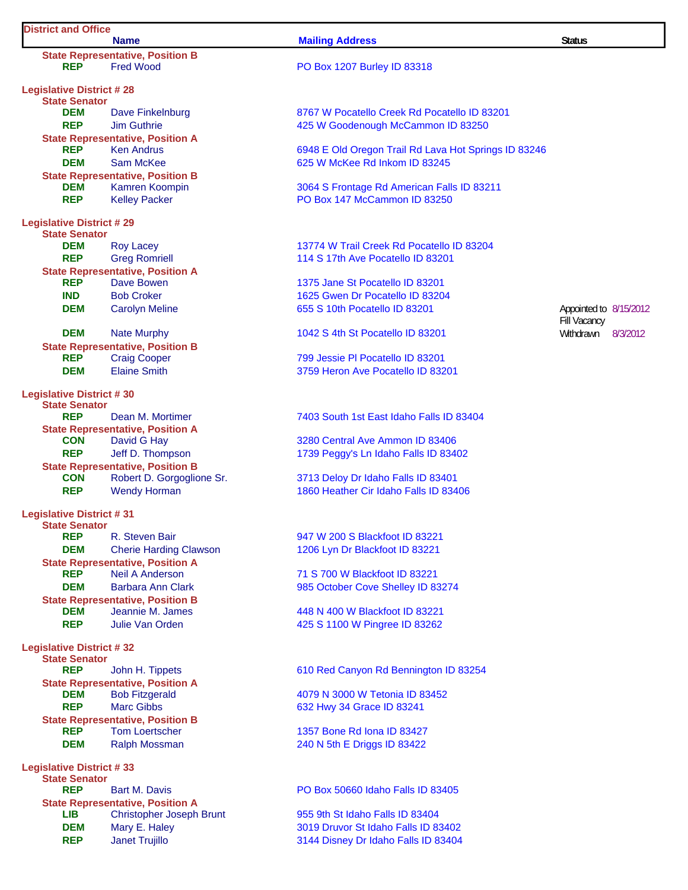| District and Office | Name | Mailing Address | Status | |
|---|---|---|---|---|
| **State Representative, Position B** | | | | |
| REP | Fred Wood | PO Box 1207 Burley ID 83318 | | |
| **Legislative District # 28** | | | | |
| **State Senator** | | | | |
| DEM | Dave Finkelnburg | 8767 W Pocatello Creek Rd Pocatello ID 83201 | | |
| REP | Jim Guthrie | 425 W Goodenough McCammon ID 83250 | | |
| **State Representative, Position A** | | | | |
| REP | Ken Andrus | 6948 E Old Oregon Trail Rd Lava Hot Springs ID 83246 | | |
| DEM | Sam McKee | 625 W McKee Rd Inkom ID 83245 | | |
| **State Representative, Position B** | | | | |
| DEM | Kamren Koompin | 3064 S Frontage Rd American Falls ID 83211 | | |
| REP | Kelley Packer | PO Box 147 McCammon ID 83250 | | |
| **Legislative District # 29** | | | | |
| **State Senator** | | | | |
| DEM | Roy Lacey | 13774 W Trail Creek Rd Pocatello ID 83204 | | |
| REP | Greg Romriell | 114 S 17th Ave Pocatello ID 83201 | | |
| **State Representative, Position A** | | | | |
| REP | Dave Bowen | 1375 Jane St Pocatello ID 83201 | | |
| IND | Bob Croker | 1625 Gwen Dr Pocatello ID 83204 | | |
| DEM | Carolyn Meline | 655 S 10th Pocatello ID 83201 | Appointed to Fill Vacancy | 8/15/2012 |
| DEM | Nate Murphy | 1042 S 4th St Pocatello ID 83201 | Withdrawn | 8/3/2012 |
| **State Representative, Position B** | | | | |
| REP | Craig Cooper | 799 Jessie Pl Pocatello ID 83201 | | |
| DEM | Elaine Smith | 3759 Heron Ave Pocatello ID 83201 | | |
| **Legislative District # 30** | | | | |
| **State Senator** | | | | |
| REP | Dean M. Mortimer | 7403 South 1st East Idaho Falls ID 83404 | | |
| **State Representative, Position A** | | | | |
| CON | David G Hay | 3280 Central Ave Ammon ID 83406 | | |
| REP | Jeff D. Thompson | 1739 Peggy's Ln Idaho Falls ID 83402 | | |
| **State Representative, Position B** | | | | |
| CON | Robert D. Gorgoglione Sr. | 3713 Deloy Dr Idaho Falls ID 83401 | | |
| REP | Wendy Horman | 1860 Heather Cir Idaho Falls ID 83406 | | |
| **Legislative District # 31** | | | | |
| **State Senator** | | | | |
| REP | R. Steven Bair | 947 W 200 S Blackfoot ID 83221 | | |
| DEM | Cherie Harding Clawson | 1206 Lyn Dr Blackfoot ID 83221 | | |
| **State Representative, Position A** | | | | |
| REP | Neil A Anderson | 71 S 700 W Blackfoot ID 83221 | | |
| DEM | Barbara Ann Clark | 985 October Cove Shelley ID 83274 | | |
| **State Representative, Position B** | | | | |
| DEM | Jeannie M. James | 448 N 400 W Blackfoot ID 83221 | | |
| REP | Julie Van Orden | 425 S 1100 W Pingree ID 83262 | | |
| **Legislative District # 32** | | | | |
| **State Senator** | | | | |
| REP | John H. Tippets | 610 Red Canyon Rd Bennington ID 83254 | | |
| **State Representative, Position A** | | | | |
| DEM | Bob Fitzgerald | 4079 N 3000 W Tetonia ID 83452 | | |
| REP | Marc Gibbs | 632 Hwy 34 Grace ID 83241 | | |
| **State Representative, Position B** | | | | |
| REP | Tom Loertscher | 1357 Bone Rd Iona ID 83427 | | |
| DEM | Ralph Mossman | 240 N 5th E Driggs ID 83422 | | |
| **Legislative District # 33** | | | | |
| **State Senator** | | | | |
| REP | Bart M. Davis | PO Box 50660 Idaho Falls ID 83405 | | |
| **State Representative, Position A** | | | | |
| LIB | Christopher Joseph Brunt | 955 9th St Idaho Falls ID 83404 | | |
| DEM | Mary E. Haley | 3019 Druvor St Idaho Falls ID 83402 | | |
| REP | Janet Trujillo | 3144 Disney Dr Idaho Falls ID 83404 | | |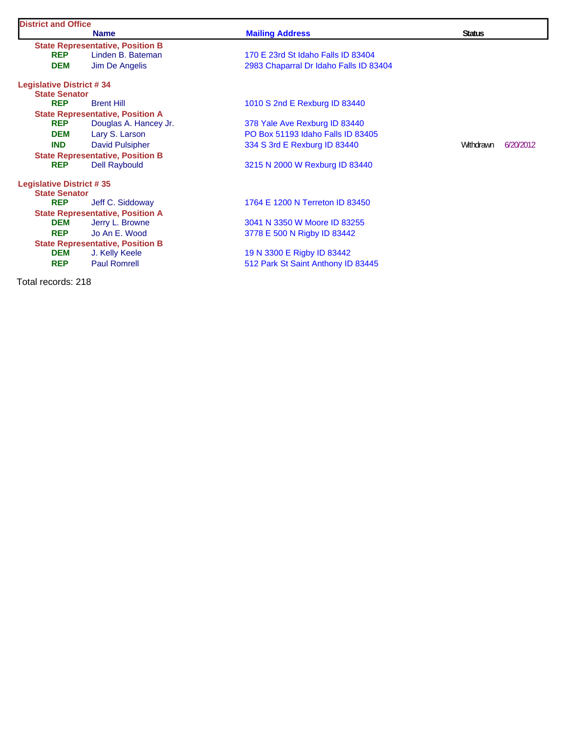| District and Office | Name | Mailing Address | Status | |
|---|---|---|---|---|
| **State Representative, Position B** | | | | |
| **REP** | Linden B. Bateman | 170 E 23rd St Idaho Falls ID 83404 | | |
| **DEM** | Jim De Angelis | 2983 Chaparral Dr Idaho Falls ID 83404 | | |
| **Legislative District # 34** | | | | |
| **State Senator** | | | | |
| **REP** | Brent Hill | 1010 S 2nd E Rexburg ID 83440 | | |
| **State Representative, Position A** | | | | |
| **REP** | Douglas A. Hancey Jr. | 378 Yale Ave Rexburg ID 83440 | | |
| **DEM** | Lary S. Larson | PO Box 51193 Idaho Falls ID 83405 | | |
| **IND** | David Pulsipher | 334 S 3rd E Rexburg ID 83440 | Withdrawn | 6/20/2012 |
| **State Representative, Position B** | | | | |
| **REP** | Dell Raybould | 3215 N 2000 W Rexburg ID 83440 | | |
| **Legislative District # 35** | | | | |
| **State Senator** | | | | |
| **REP** | Jeff C. Siddoway | 1764 E 1200 N Terreton ID 83450 | | |
| **State Representative, Position A** | | | | |
| **DEM** | Jerry L. Browne | 3041 N 3350 W Moore ID 83255 | | |
| **REP** | Jo An E. Wood | 3778 E 500 N Rigby ID 83442 | | |
| **State Representative, Position B** | | | | |
| **DEM** | J. Kelly Keele | 19 N 3300 E Rigby ID 83442 | | |
| **REP** | Paul Romrell | 512 Park St Saint Anthony ID 83445 | | |

Total records: 218